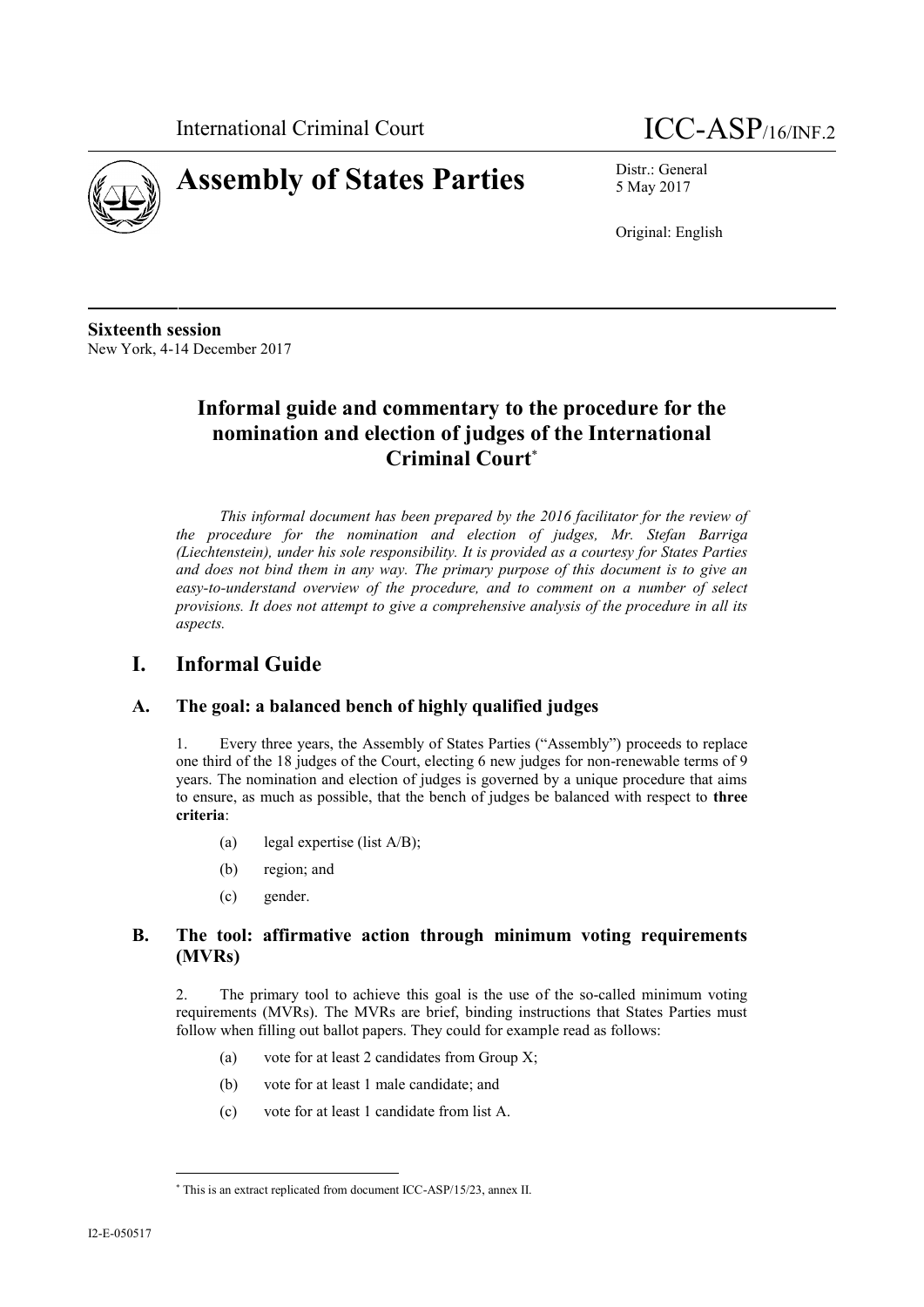International Criminal Court ICC-ASP/16/INF.2

# Assembly of States Parties

Distr.: General
5 May 2017

Original: English

**Sixteenth session**
New York, 4-14 December 2017

## Informal guide and commentary to the procedure for the nomination and election of judges of the International Criminal Court*

*This informal document has been prepared by the 2016 facilitator for the review of the procedure for the nomination and election of judges, Mr. Stefan Barriga (Liechtenstein), under his sole responsibility. It is provided as a courtesy for States Parties and does not bind them in any way. The primary purpose of this document is to give an easy-to-understand overview of the procedure, and to comment on a number of select provisions. It does not attempt to give a comprehensive analysis of the procedure in all its aspects.*

## I. Informal Guide

### A. The goal: a balanced bench of highly qualified judges

1. Every three years, the Assembly of States Parties ("Assembly") proceeds to replace one third of the 18 judges of the Court, electing 6 new judges for non-renewable terms of 9 years. The nomination and election of judges is governed by a unique procedure that aims to ensure, as much as possible, that the bench of judges be balanced with respect to **three criteria**:

(a) legal expertise (list A/B);

(b) region; and

(c) gender.

### B. The tool: affirmative action through minimum voting requirements (MVRs)

2. The primary tool to achieve this goal is the use of the so-called minimum voting requirements (MVRs). The MVRs are brief, binding instructions that States Parties must follow when filling out ballot papers. They could for example read as follows:

(a) vote for at least 2 candidates from Group X;

(b) vote for at least 1 male candidate; and

(c) vote for at least 1 candidate from list A.

---

* This is an extract replicated from document ICC-ASP/15/23, annex II.

I2-E-050517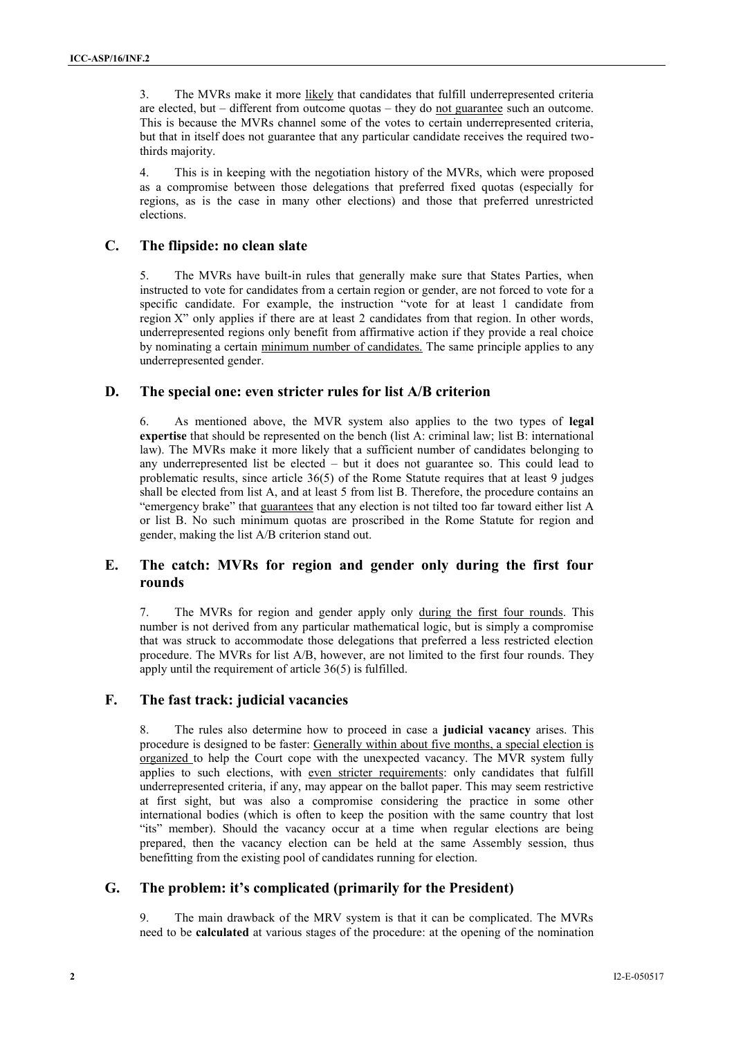3. The MVRs make it more likely that candidates that fulfill underrepresented criteria are elected, but – different from outcome quotas – they do not guarantee such an outcome. This is because the MVRs channel some of the votes to certain underrepresented criteria, but that in itself does not guarantee that any particular candidate receives the required two-thirds majority.

4. This is in keeping with the negotiation history of the MVRs, which were proposed as a compromise between those delegations that preferred fixed quotas (especially for regions, as is the case in many other elections) and those that preferred unrestricted elections.

## C. The flipside: no clean slate

5. The MVRs have built-in rules that generally make sure that States Parties, when instructed to vote for candidates from a certain region or gender, are not forced to vote for a specific candidate. For example, the instruction "vote for at least 1 candidate from region X" only applies if there are at least 2 candidates from that region. In other words, underrepresented regions only benefit from affirmative action if they provide a real choice by nominating a certain minimum number of candidates. The same principle applies to any underrepresented gender.

## D. The special one: even stricter rules for list A/B criterion

6. As mentioned above, the MVR system also applies to the two types of **legal expertise** that should be represented on the bench (list A: criminal law; list B: international law). The MVRs make it more likely that a sufficient number of candidates belonging to any underrepresented list be elected – but it does not guarantee so. This could lead to problematic results, since article 36(5) of the Rome Statute requires that at least 9 judges shall be elected from list A, and at least 5 from list B. Therefore, the procedure contains an "emergency brake" that guarantees that any election is not tilted too far toward either list A or list B. No such minimum quotas are proscribed in the Rome Statute for region and gender, making the list A/B criterion stand out.

## E. The catch: MVRs for region and gender only during the first four rounds

7. The MVRs for region and gender apply only during the first four rounds. This number is not derived from any particular mathematical logic, but is simply a compromise that was struck to accommodate those delegations that preferred a less restricted election procedure. The MVRs for list A/B, however, are not limited to the first four rounds. They apply until the requirement of article 36(5) is fulfilled.

## F. The fast track: judicial vacancies

8. The rules also determine how to proceed in case a **judicial vacancy** arises. This procedure is designed to be faster: Generally within about five months, a special election is organized to help the Court cope with the unexpected vacancy. The MVR system fully applies to such elections, with even stricter requirements: only candidates that fulfill underrepresented criteria, if any, may appear on the ballot paper. This may seem restrictive at first sight, but was also a compromise considering the practice in some other international bodies (which is often to keep the position with the same country that lost "its" member). Should the vacancy occur at a time when regular elections are being prepared, then the vacancy election can be held at the same Assembly session, thus benefitting from the existing pool of candidates running for election.

## G. The problem: it's complicated (primarily for the President)

9. The main drawback of the MRV system is that it can be complicated. The MVRs need to be **calculated** at various stages of the procedure: at the opening of the nomination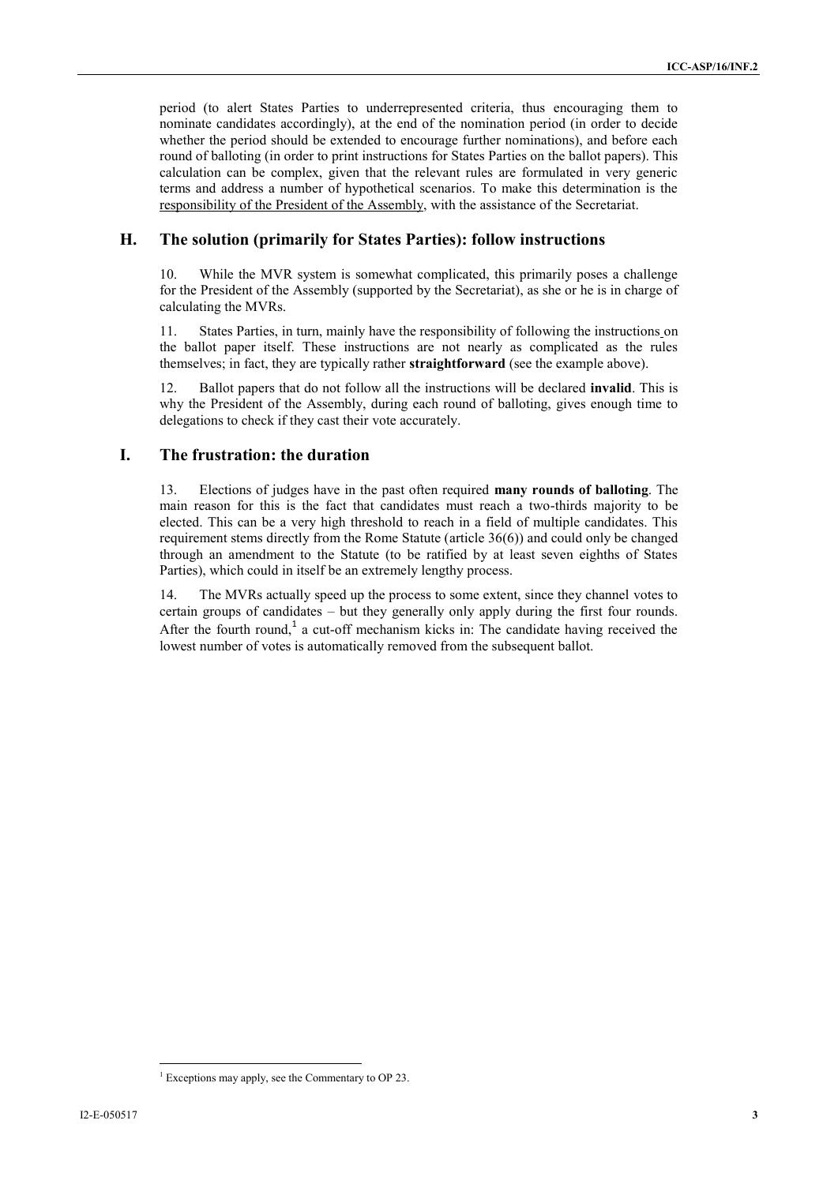period (to alert States Parties to underrepresented criteria, thus encouraging them to nominate candidates accordingly), at the end of the nomination period (in order to decide whether the period should be extended to encourage further nominations), and before each round of balloting (in order to print instructions for States Parties on the ballot papers). This calculation can be complex, given that the relevant rules are formulated in very generic terms and address a number of hypothetical scenarios. To make this determination is the responsibility of the President of the Assembly, with the assistance of the Secretariat.

## H. The solution (primarily for States Parties): follow instructions

10. While the MVR system is somewhat complicated, this primarily poses a challenge for the President of the Assembly (supported by the Secretariat), as she or he is in charge of calculating the MVRs.

11. States Parties, in turn, mainly have the responsibility of following the instructions on the ballot paper itself. These instructions are not nearly as complicated as the rules themselves; in fact, they are typically rather **straightforward** (see the example above).

12. Ballot papers that do not follow all the instructions will be declared **invalid**. This is why the President of the Assembly, during each round of balloting, gives enough time to delegations to check if they cast their vote accurately.

## I. The frustration: the duration

13. Elections of judges have in the past often required **many rounds of balloting**. The main reason for this is the fact that candidates must reach a two-thirds majority to be elected. This can be a very high threshold to reach in a field of multiple candidates. This requirement stems directly from the Rome Statute (article 36(6)) and could only be changed through an amendment to the Statute (to be ratified by at least seven eighths of States Parties), which could in itself be an extremely lengthy process.

14. The MVRs actually speed up the process to some extent, since they channel votes to certain groups of candidates – but they generally only apply during the first four rounds. After the fourth round,[1] a cut-off mechanism kicks in: The candidate having received the lowest number of votes is automatically removed from the subsequent ballot.

[1] Exceptions may apply, see the Commentary to OP 23.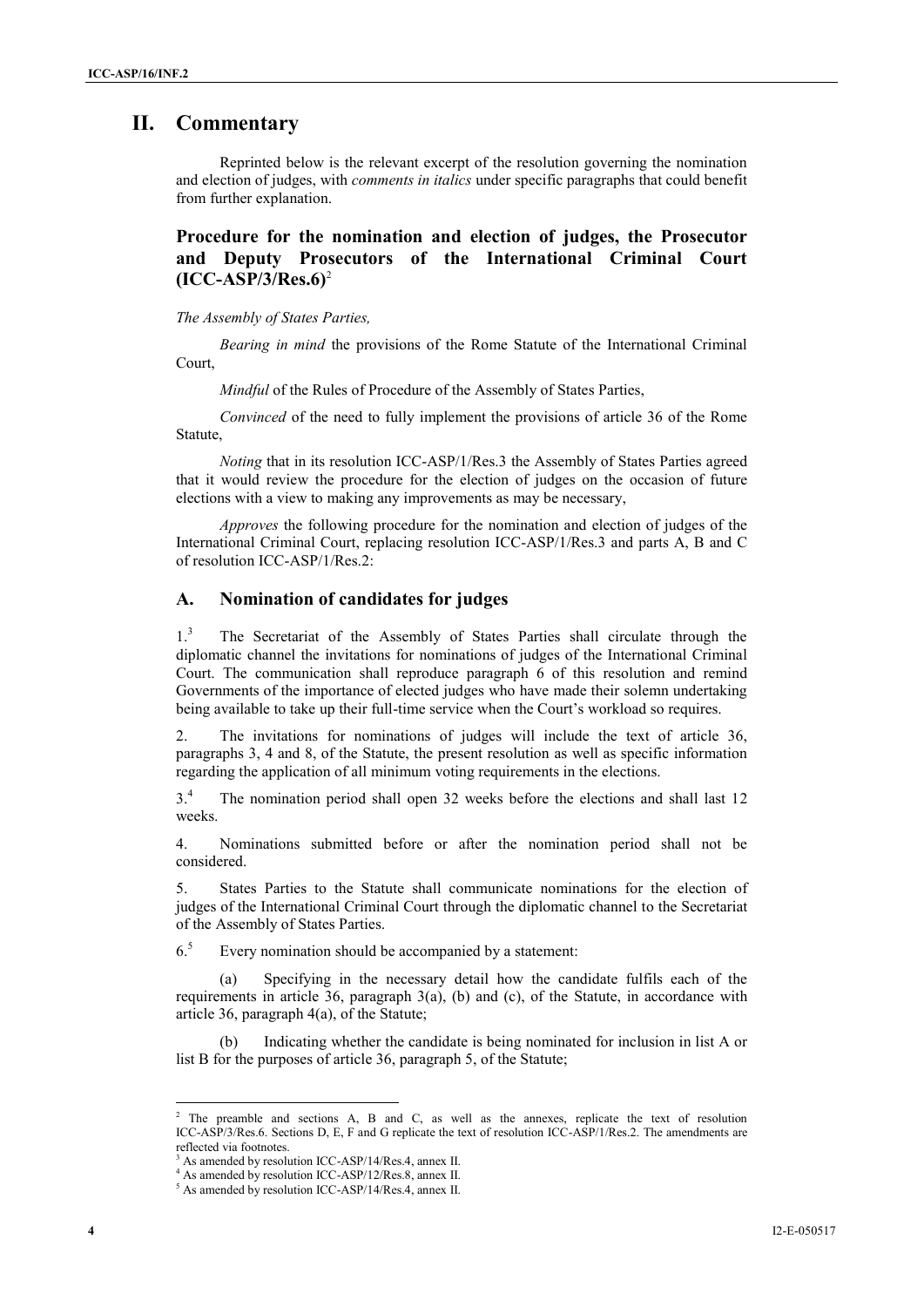# II. Commentary

Reprinted below is the relevant excerpt of the resolution governing the nomination and election of judges, with *comments in italics* under specific paragraphs that could benefit from further explanation.

## Procedure for the nomination and election of judges, the Prosecutor and Deputy Prosecutors of the International Criminal Court (ICC-ASP/3/Res.6)[2]

*The Assembly of States Parties,*

*Bearing in mind* the provisions of the Rome Statute of the International Criminal Court,

*Mindful* of the Rules of Procedure of the Assembly of States Parties,

*Convinced* of the need to fully implement the provisions of article 36 of the Rome Statute,

*Noting* that in its resolution ICC-ASP/1/Res.3 the Assembly of States Parties agreed that it would review the procedure for the election of judges on the occasion of future elections with a view to making any improvements as may be necessary,

*Approves* the following procedure for the nomination and election of judges of the International Criminal Court, replacing resolution ICC-ASP/1/Res.3 and parts A, B and C of resolution ICC-ASP/1/Res.2:

### A. Nomination of candidates for judges

1.[3] The Secretariat of the Assembly of States Parties shall circulate through the diplomatic channel the invitations for nominations of judges of the International Criminal Court. The communication shall reproduce paragraph 6 of this resolution and remind Governments of the importance of elected judges who have made their solemn undertaking being available to take up their full-time service when the Court's workload so requires.

2. The invitations for nominations of judges will include the text of article 36, paragraphs 3, 4 and 8, of the Statute, the present resolution as well as specific information regarding the application of all minimum voting requirements in the elections.

3.[4] The nomination period shall open 32 weeks before the elections and shall last 12 weeks.

4. Nominations submitted before or after the nomination period shall not be considered.

5. States Parties to the Statute shall communicate nominations for the election of judges of the International Criminal Court through the diplomatic channel to the Secretariat of the Assembly of States Parties.

6.[5] Every nomination should be accompanied by a statement:

(a) Specifying in the necessary detail how the candidate fulfils each of the requirements in article 36, paragraph 3(a), (b) and (c), of the Statute, in accordance with article 36, paragraph 4(a), of the Statute;

(b) Indicating whether the candidate is being nominated for inclusion in list A or list B for the purposes of article 36, paragraph 5, of the Statute;

---

[2] The preamble and sections A, B and C, as well as the annexes, replicate the text of resolution ICC-ASP/3/Res.6. Sections D, E, F and G replicate the text of resolution ICC-ASP/1/Res.2. The amendments are reflected via footnotes.

[3] As amended by resolution ICC-ASP/14/Res.4, annex II.

[4] As amended by resolution ICC-ASP/12/Res.8, annex II.

[5] As amended by resolution ICC-ASP/14/Res.4, annex II.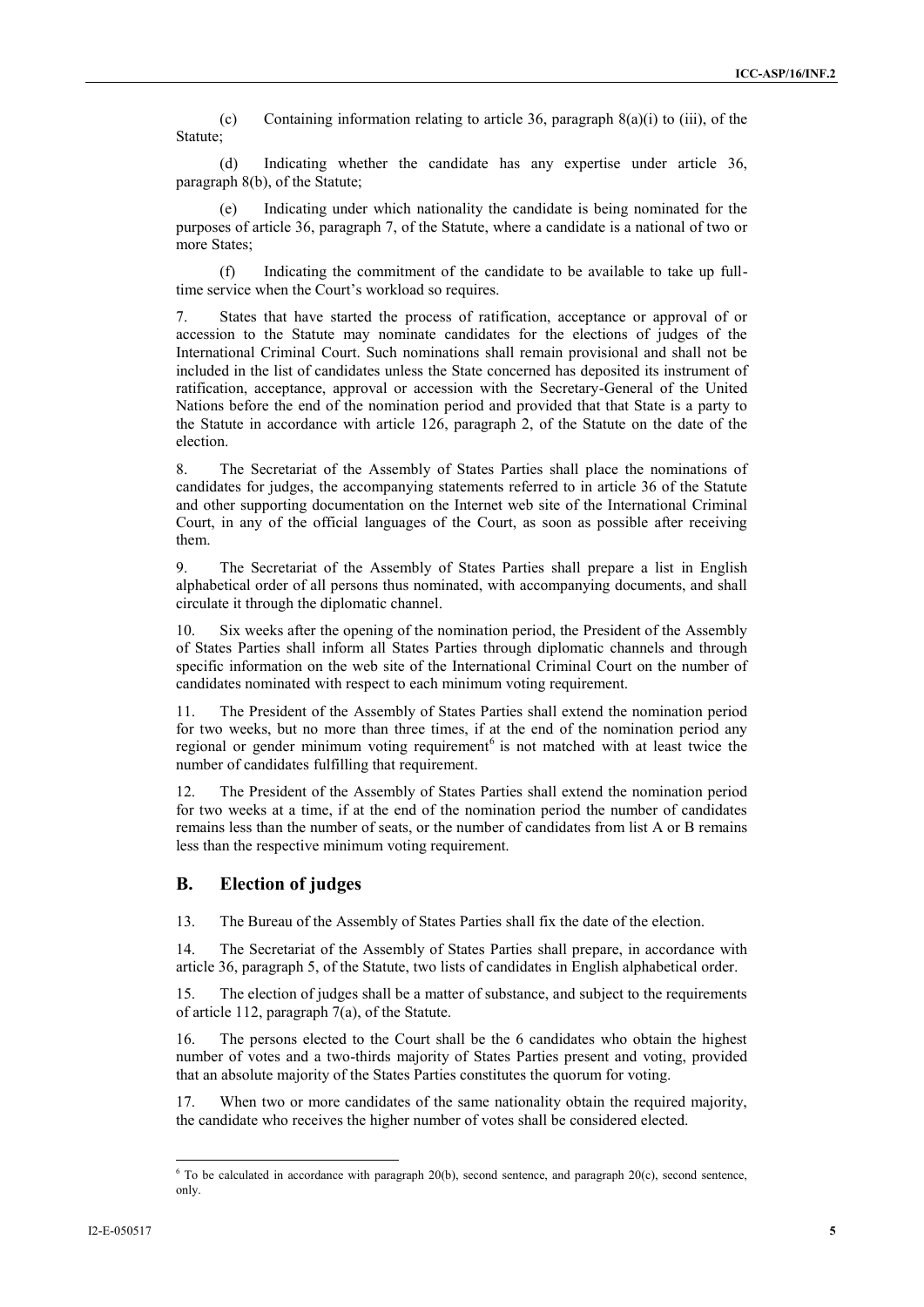(c) Containing information relating to article 36, paragraph 8(a)(i) to (iii), of the Statute;

(d) Indicating whether the candidate has any expertise under article 36, paragraph 8(b), of the Statute;

(e) Indicating under which nationality the candidate is being nominated for the purposes of article 36, paragraph 7, of the Statute, where a candidate is a national of two or more States;

(f) Indicating the commitment of the candidate to be available to take up full-time service when the Court's workload so requires.

7. States that have started the process of ratification, acceptance or approval of or accession to the Statute may nominate candidates for the elections of judges of the International Criminal Court. Such nominations shall remain provisional and shall not be included in the list of candidates unless the State concerned has deposited its instrument of ratification, acceptance, approval or accession with the Secretary-General of the United Nations before the end of the nomination period and provided that that State is a party to the Statute in accordance with article 126, paragraph 2, of the Statute on the date of the election.

8. The Secretariat of the Assembly of States Parties shall place the nominations of candidates for judges, the accompanying statements referred to in article 36 of the Statute and other supporting documentation on the Internet web site of the International Criminal Court, in any of the official languages of the Court, as soon as possible after receiving them.

9. The Secretariat of the Assembly of States Parties shall prepare a list in English alphabetical order of all persons thus nominated, with accompanying documents, and shall circulate it through the diplomatic channel.

10. Six weeks after the opening of the nomination period, the President of the Assembly of States Parties shall inform all States Parties through diplomatic channels and through specific information on the web site of the International Criminal Court on the number of candidates nominated with respect to each minimum voting requirement.

11. The President of the Assembly of States Parties shall extend the nomination period for two weeks, but no more than three times, if at the end of the nomination period any regional or gender minimum voting requirement[6] is not matched with at least twice the number of candidates fulfilling that requirement.

12. The President of the Assembly of States Parties shall extend the nomination period for two weeks at a time, if at the end of the nomination period the number of candidates remains less than the number of seats, or the number of candidates from list A or B remains less than the respective minimum voting requirement.

## B. Election of judges

13. The Bureau of the Assembly of States Parties shall fix the date of the election.

14. The Secretariat of the Assembly of States Parties shall prepare, in accordance with article 36, paragraph 5, of the Statute, two lists of candidates in English alphabetical order.

15. The election of judges shall be a matter of substance, and subject to the requirements of article 112, paragraph 7(a), of the Statute.

16. The persons elected to the Court shall be the 6 candidates who obtain the highest number of votes and a two-thirds majority of States Parties present and voting, provided that an absolute majority of the States Parties constitutes the quorum for voting.

17. When two or more candidates of the same nationality obtain the required majority, the candidate who receives the higher number of votes shall be considered elected.

---

[6] To be calculated in accordance with paragraph 20(b), second sentence, and paragraph 20(c), second sentence, only.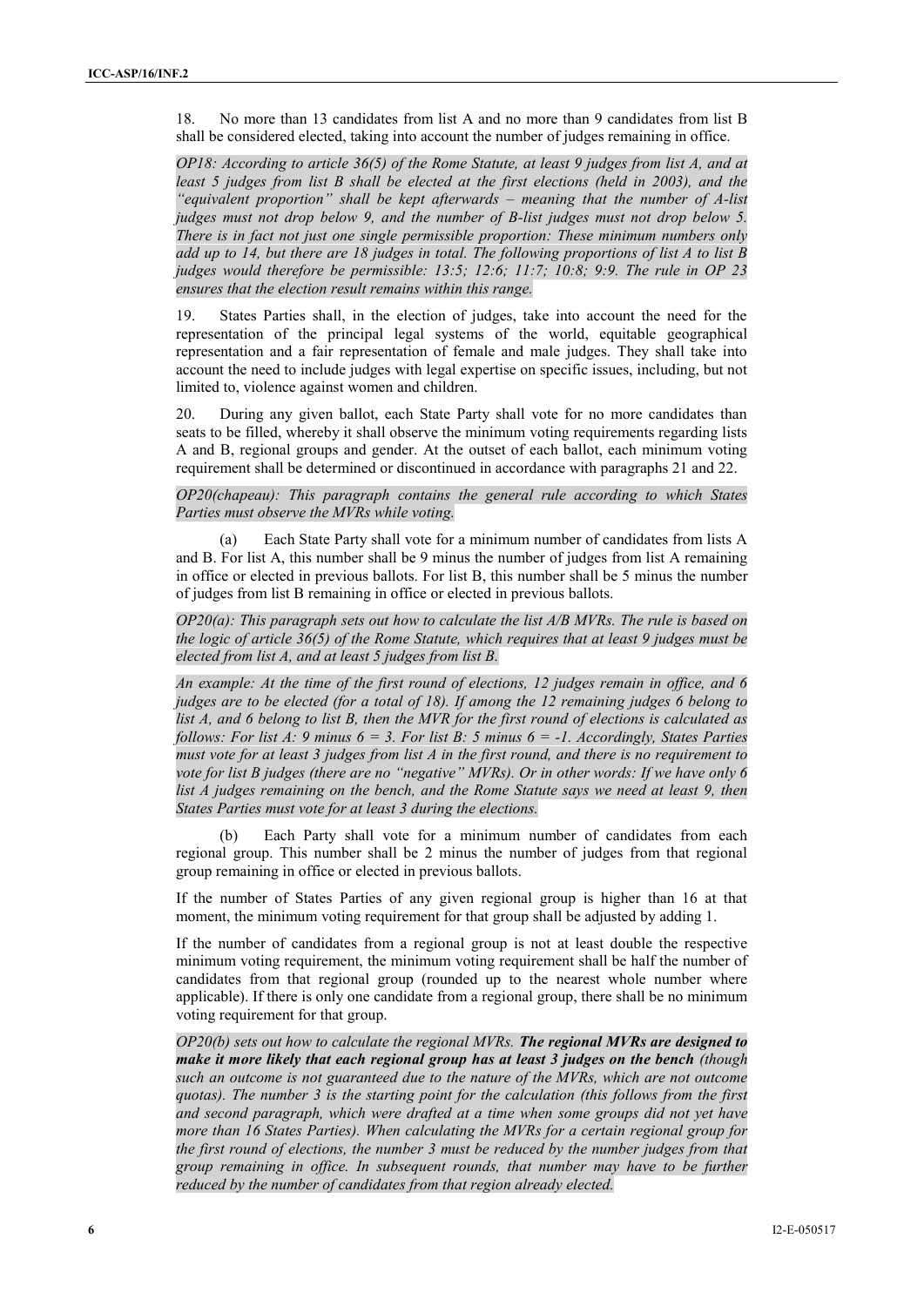18. No more than 13 candidates from list A and no more than 9 candidates from list B shall be considered elected, taking into account the number of judges remaining in office.

*OP18: According to article 36(5) of the Rome Statute, at least 9 judges from list A, and at least 5 judges from list B shall be elected at the first elections (held in 2003), and the "equivalent proportion" shall be kept afterwards – meaning that the number of A-list judges must not drop below 9, and the number of B-list judges must not drop below 5. There is in fact not just one single permissible proportion: These minimum numbers only add up to 14, but there are 18 judges in total. The following proportions of list A to list B judges would therefore be permissible: 13:5; 12:6; 11:7; 10:8; 9:9. The rule in OP 23 ensures that the election result remains within this range.*

19. States Parties shall, in the election of judges, take into account the need for the representation of the principal legal systems of the world, equitable geographical representation and a fair representation of female and male judges. They shall take into account the need to include judges with legal expertise on specific issues, including, but not limited to, violence against women and children.

20. During any given ballot, each State Party shall vote for no more candidates than seats to be filled, whereby it shall observe the minimum voting requirements regarding lists A and B, regional groups and gender. At the outset of each ballot, each minimum voting requirement shall be determined or discontinued in accordance with paragraphs 21 and 22.

*OP20(chapeau): This paragraph contains the general rule according to which States Parties must observe the MVRs while voting.*

(a) Each State Party shall vote for a minimum number of candidates from lists A and B. For list A, this number shall be 9 minus the number of judges from list A remaining in office or elected in previous ballots. For list B, this number shall be 5 minus the number of judges from list B remaining in office or elected in previous ballots.

*OP20(a): This paragraph sets out how to calculate the list A/B MVRs. The rule is based on the logic of article 36(5) of the Rome Statute, which requires that at least 9 judges must be elected from list A, and at least 5 judges from list B.*

*An example: At the time of the first round of elections, 12 judges remain in office, and 6 judges are to be elected (for a total of 18). If among the 12 remaining judges 6 belong to list A, and 6 belong to list B, then the MVR for the first round of elections is calculated as follows: For list A: 9 minus 6 = 3. For list B: 5 minus 6 = -1. Accordingly, States Parties must vote for at least 3 judges from list A in the first round, and there is no requirement to vote for list B judges (there are no "negative" MVRs). Or in other words: If we have only 6 list A judges remaining on the bench, and the Rome Statute says we need at least 9, then States Parties must vote for at least 3 during the elections.*

(b) Each Party shall vote for a minimum number of candidates from each regional group. This number shall be 2 minus the number of judges from that regional group remaining in office or elected in previous ballots.

If the number of States Parties of any given regional group is higher than 16 at that moment, the minimum voting requirement for that group shall be adjusted by adding 1.

If the number of candidates from a regional group is not at least double the respective minimum voting requirement, the minimum voting requirement shall be half the number of candidates from that regional group (rounded up to the nearest whole number where applicable). If there is only one candidate from a regional group, there shall be no minimum voting requirement for that group.

*OP20(b) sets out how to calculate the regional MVRs.* ***The regional MVRs are designed to make it more likely that each regional group has at least 3 judges on the bench*** *(though such an outcome is not guaranteed due to the nature of the MVRs, which are not outcome quotas). The number 3 is the starting point for the calculation (this follows from the first and second paragraph, which were drafted at a time when some groups did not yet have more than 16 States Parties). When calculating the MVRs for a certain regional group for the first round of elections, the number 3 must be reduced by the number judges from that group remaining in office. In subsequent rounds, that number may have to be further reduced by the number of candidates from that region already elected.*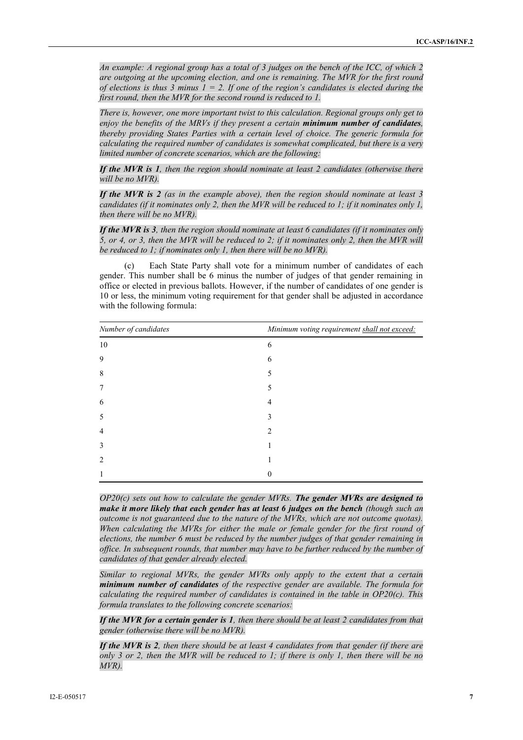*An example: A regional group has a total of 3 judges on the bench of the ICC, of which 2 are outgoing at the upcoming election, and one is remaining. The MVR for the first round of elections is thus 3 minus 1 = 2. If one of the region's candidates is elected during the first round, then the MVR for the second round is reduced to 1.*

*There is, however, one more important twist to this calculation. Regional groups only get to enjoy the benefits of the MRVs if they present a certain* ***minimum number of candidates****, thereby providing States Parties with a certain level of choice. The generic formula for calculating the required number of candidates is somewhat complicated, but there is a very limited number of concrete scenarios, which are the following:*

***If the MVR is 1****, then the region should nominate at least 2 candidates (otherwise there will be no MVR).*

***If the MVR is 2*** *(as in the example above), then the region should nominate at least 3 candidates (if it nominates only 2, then the MVR will be reduced to 1; if it nominates only 1, then there will be no MVR).*

***If the MVR is 3****, then the region should nominate at least 6 candidates (if it nominates only 5, or 4, or 3, then the MVR will be reduced to 2; if it nominates only 2, then the MVR will be reduced to 1; if nominates only 1, then there will be no MVR).*

(c) Each State Party shall vote for a minimum number of candidates of each gender. This number shall be 6 minus the number of judges of that gender remaining in office or elected in previous ballots. However, if the number of candidates of one gender is 10 or less, the minimum voting requirement for that gender shall be adjusted in accordance with the following formula:

| *Number of candidates* | *Minimum voting requirement shall not exceed:* |
|---|---|
| 10 | 6 |
| 9 | 6 |
| 8 | 5 |
| 7 | 5 |
| 6 | 4 |
| 5 | 3 |
| 4 | 2 |
| 3 | 1 |
| 2 | 1 |
| 1 | 0 |

*OP20(c) sets out how to calculate the gender MVRs.* ***The gender MVRs are designed to make it more likely that each gender has at least 6 judges on the bench*** *(though such an outcome is not guaranteed due to the nature of the MVRs, which are not outcome quotas). When calculating the MVRs for either the male or female gender for the first round of elections, the number 6 must be reduced by the number judges of that gender remaining in office. In subsequent rounds, that number may have to be further reduced by the number of candidates of that gender already elected.*

*Similar to regional MVRs, the gender MVRs only apply to the extent that a certain* ***minimum number of candidates*** *of the respective gender are available. The formula for calculating the required number of candidates is contained in the table in OP20(c). This formula translates to the following concrete scenarios:*

***If the MVR for a certain gender is 1****, then there should be at least 2 candidates from that gender (otherwise there will be no MVR).*

***If the MVR is 2****, then there should be at least 4 candidates from that gender (if there are only 3 or 2, then the MVR will be reduced to 1; if there is only 1, then there will be no MVR).*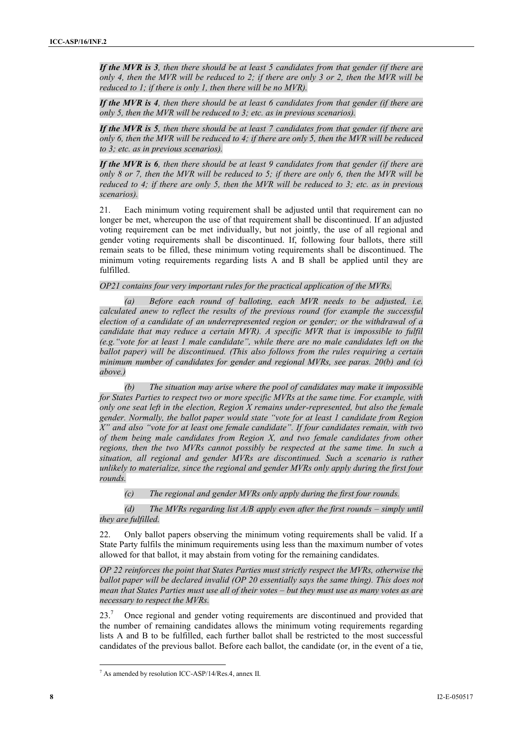***If the MVR is 3**, then there should be at least 5 candidates from that gender (if there are only 4, then the MVR will be reduced to 2; if there are only 3 or 2, then the MVR will be reduced to 1; if there is only 1, then there will be no MVR).*

***If the MVR is 4**, then there should be at least 6 candidates from that gender (if there are only 5, then the MVR will be reduced to 3; etc. as in previous scenarios).*

***If the MVR is 5**, then there should be at least 7 candidates from that gender (if there are only 6, then the MVR will be reduced to 4; if there are only 5, then the MVR will be reduced to 3; etc. as in previous scenarios).*

***If the MVR is 6**, then there should be at least 9 candidates from that gender (if there are only 8 or 7, then the MVR will be reduced to 5; if there are only 6, then the MVR will be reduced to 4; if there are only 5, then the MVR will be reduced to 3; etc. as in previous scenarios).*

21. Each minimum voting requirement shall be adjusted until that requirement can no longer be met, whereupon the use of that requirement shall be discontinued. If an adjusted voting requirement can be met individually, but not jointly, the use of all regional and gender voting requirements shall be discontinued. If, following four ballots, there still remain seats to be filled, these minimum voting requirements shall be discontinued. The minimum voting requirements regarding lists A and B shall be applied until they are fulfilled.

*OP21 contains four very important rules for the practical application of the MVRs.*

*(a) Before each round of balloting, each MVR needs to be adjusted, i.e. calculated anew to reflect the results of the previous round (for example the successful election of a candidate of an underrepresented region or gender; or the withdrawal of a candidate that may reduce a certain MVR). A specific MVR that is impossible to fulfil (e.g."vote for at least 1 male candidate", while there are no male candidates left on the ballot paper) will be discontinued. (This also follows from the rules requiring a certain minimum number of candidates for gender and regional MVRs, see paras. 20(b) and (c) above.)*

*(b) The situation may arise where the pool of candidates may make it impossible for States Parties to respect two or more specific MVRs at the same time. For example, with only one seat left in the election, Region X remains under-represented, but also the female gender. Normally, the ballot paper would state "vote for at least 1 candidate from Region X" and also "vote for at least one female candidate". If four candidates remain, with two of them being male candidates from Region X, and two female candidates from other regions, then the two MVRs cannot possibly be respected at the same time. In such a situation, all regional and gender MVRs are discontinued. Such a scenario is rather unlikely to materialize, since the regional and gender MVRs only apply during the first four rounds.*

*(c) The regional and gender MVRs only apply during the first four rounds.*

*(d) The MVRs regarding list A/B apply even after the first rounds – simply until they are fulfilled.*

22. Only ballot papers observing the minimum voting requirements shall be valid. If a State Party fulfils the minimum requirements using less than the maximum number of votes allowed for that ballot, it may abstain from voting for the remaining candidates.

*OP 22 reinforces the point that States Parties must strictly respect the MVRs, otherwise the ballot paper will be declared invalid (OP 20 essentially says the same thing). This does not mean that States Parties must use all of their votes – but they must use as many votes as are necessary to respect the MVRs.*

23.[7] Once regional and gender voting requirements are discontinued and provided that the number of remaining candidates allows the minimum voting requirements regarding lists A and B to be fulfilled, each further ballot shall be restricted to the most successful candidates of the previous ballot. Before each ballot, the candidate (or, in the event of a tie,

[7] As amended by resolution ICC-ASP/14/Res.4, annex II.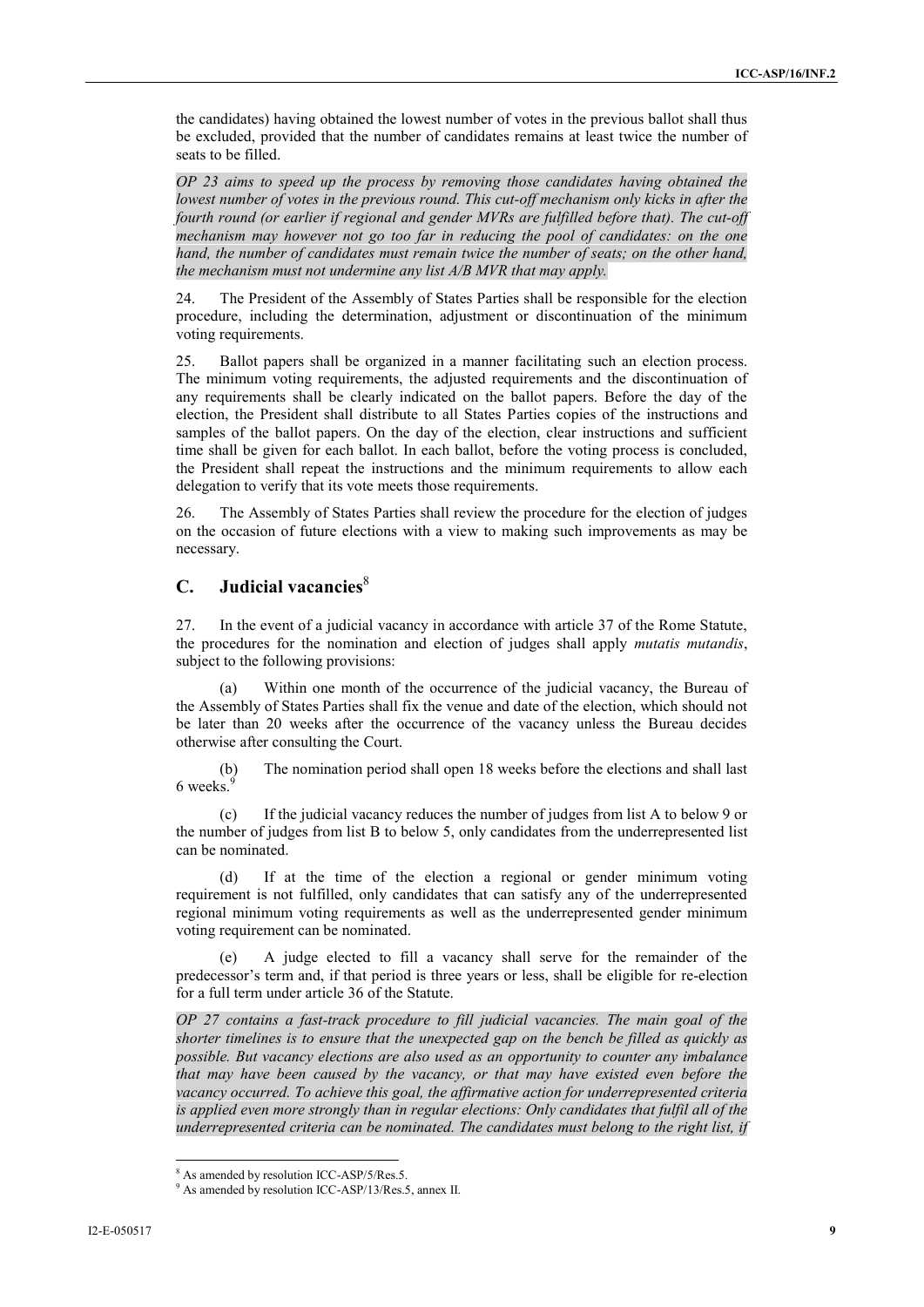the candidates) having obtained the lowest number of votes in the previous ballot shall thus be excluded, provided that the number of candidates remains at least twice the number of seats to be filled.

*OP 23 aims to speed up the process by removing those candidates having obtained the lowest number of votes in the previous round. This cut-off mechanism only kicks in after the fourth round (or earlier if regional and gender MVRs are fulfilled before that). The cut-off mechanism may however not go too far in reducing the pool of candidates: on the one hand, the number of candidates must remain twice the number of seats; on the other hand, the mechanism must not undermine any list A/B MVR that may apply.*

24. The President of the Assembly of States Parties shall be responsible for the election procedure, including the determination, adjustment or discontinuation of the minimum voting requirements.

25. Ballot papers shall be organized in a manner facilitating such an election process. The minimum voting requirements, the adjusted requirements and the discontinuation of any requirements shall be clearly indicated on the ballot papers. Before the day of the election, the President shall distribute to all States Parties copies of the instructions and samples of the ballot papers. On the day of the election, clear instructions and sufficient time shall be given for each ballot. In each ballot, before the voting process is concluded, the President shall repeat the instructions and the minimum requirements to allow each delegation to verify that its vote meets those requirements.

26. The Assembly of States Parties shall review the procedure for the election of judges on the occasion of future elections with a view to making such improvements as may be necessary.

## C. Judicial vacancies[8]

27. In the event of a judicial vacancy in accordance with article 37 of the Rome Statute, the procedures for the nomination and election of judges shall apply *mutatis mutandis*, subject to the following provisions:

(a) Within one month of the occurrence of the judicial vacancy, the Bureau of the Assembly of States Parties shall fix the venue and date of the election, which should not be later than 20 weeks after the occurrence of the vacancy unless the Bureau decides otherwise after consulting the Court.

(b) The nomination period shall open 18 weeks before the elections and shall last 6 weeks.[9]

(c) If the judicial vacancy reduces the number of judges from list A to below 9 or the number of judges from list B to below 5, only candidates from the underrepresented list can be nominated.

(d) If at the time of the election a regional or gender minimum voting requirement is not fulfilled, only candidates that can satisfy any of the underrepresented regional minimum voting requirements as well as the underrepresented gender minimum voting requirement can be nominated.

(e) A judge elected to fill a vacancy shall serve for the remainder of the predecessor's term and, if that period is three years or less, shall be eligible for re-election for a full term under article 36 of the Statute.

*OP 27 contains a fast-track procedure to fill judicial vacancies. The main goal of the shorter timelines is to ensure that the unexpected gap on the bench be filled as quickly as possible. But vacancy elections are also used as an opportunity to counter any imbalance that may have been caused by the vacancy, or that may have existed even before the vacancy occurred. To achieve this goal, the affirmative action for underrepresented criteria is applied even more strongly than in regular elections: Only candidates that fulfil all of the underrepresented criteria can be nominated. The candidates must belong to the right list, if*

---

[8] As amended by resolution ICC-ASP/5/Res.5.

[9] As amended by resolution ICC-ASP/13/Res.5, annex II.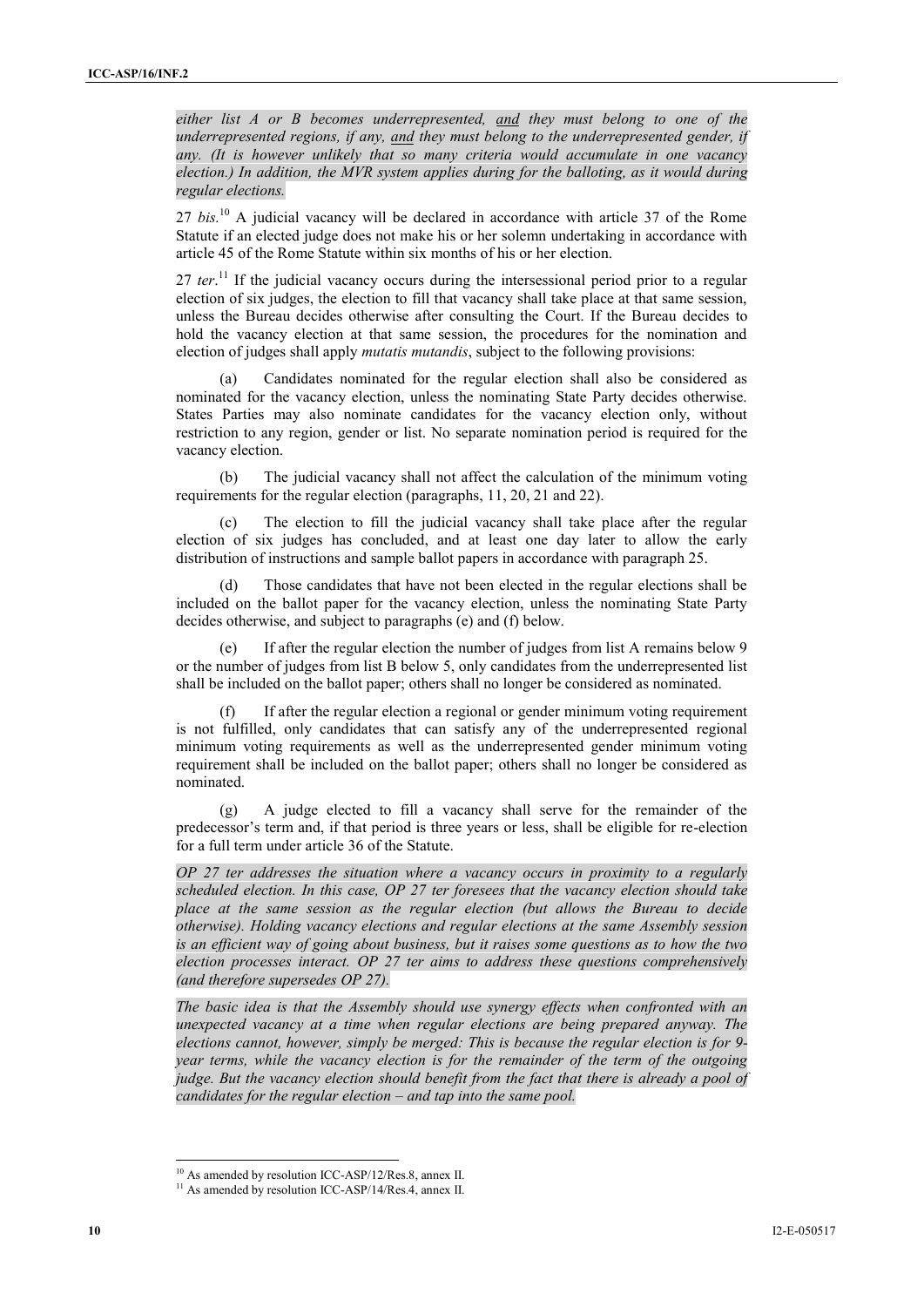*either list A or B becomes underrepresented, and they must belong to one of the underrepresented regions, if any, and they must belong to the underrepresented gender, if any. (It is however unlikely that so many criteria would accumulate in one vacancy election.) In addition, the MVR system applies during for the balloting, as it would during regular elections.*

27 *bis.*[10] A judicial vacancy will be declared in accordance with article 37 of the Rome Statute if an elected judge does not make his or her solemn undertaking in accordance with article 45 of the Rome Statute within six months of his or her election.

27 *ter*.[11] If the judicial vacancy occurs during the intersessional period prior to a regular election of six judges, the election to fill that vacancy shall take place at that same session, unless the Bureau decides otherwise after consulting the Court. If the Bureau decides to hold the vacancy election at that same session, the procedures for the nomination and election of judges shall apply *mutatis mutandis*, subject to the following provisions:

(a) Candidates nominated for the regular election shall also be considered as nominated for the vacancy election, unless the nominating State Party decides otherwise. States Parties may also nominate candidates for the vacancy election only, without restriction to any region, gender or list. No separate nomination period is required for the vacancy election.

(b) The judicial vacancy shall not affect the calculation of the minimum voting requirements for the regular election (paragraphs, 11, 20, 21 and 22).

(c) The election to fill the judicial vacancy shall take place after the regular election of six judges has concluded, and at least one day later to allow the early distribution of instructions and sample ballot papers in accordance with paragraph 25.

(d) Those candidates that have not been elected in the regular elections shall be included on the ballot paper for the vacancy election, unless the nominating State Party decides otherwise, and subject to paragraphs (e) and (f) below.

(e) If after the regular election the number of judges from list A remains below 9 or the number of judges from list B below 5, only candidates from the underrepresented list shall be included on the ballot paper; others shall no longer be considered as nominated.

(f) If after the regular election a regional or gender minimum voting requirement is not fulfilled, only candidates that can satisfy any of the underrepresented regional minimum voting requirements as well as the underrepresented gender minimum voting requirement shall be included on the ballot paper; others shall no longer be considered as nominated.

(g) A judge elected to fill a vacancy shall serve for the remainder of the predecessor's term and, if that period is three years or less, shall be eligible for re-election for a full term under article 36 of the Statute.

*OP 27 ter addresses the situation where a vacancy occurs in proximity to a regularly scheduled election. In this case, OP 27 ter foresees that the vacancy election should take place at the same session as the regular election (but allows the Bureau to decide otherwise). Holding vacancy elections and regular elections at the same Assembly session is an efficient way of going about business, but it raises some questions as to how the two election processes interact. OP 27 ter aims to address these questions comprehensively (and therefore supersedes OP 27).*

*The basic idea is that the Assembly should use synergy effects when confronted with an unexpected vacancy at a time when regular elections are being prepared anyway. The elections cannot, however, simply be merged: This is because the regular election is for 9-year terms, while the vacancy election is for the remainder of the term of the outgoing judge. But the vacancy election should benefit from the fact that there is already a pool of candidates for the regular election – and tap into the same pool.*

[10] As amended by resolution ICC-ASP/12/Res.8, annex II.

[11] As amended by resolution ICC-ASP/14/Res.4, annex II.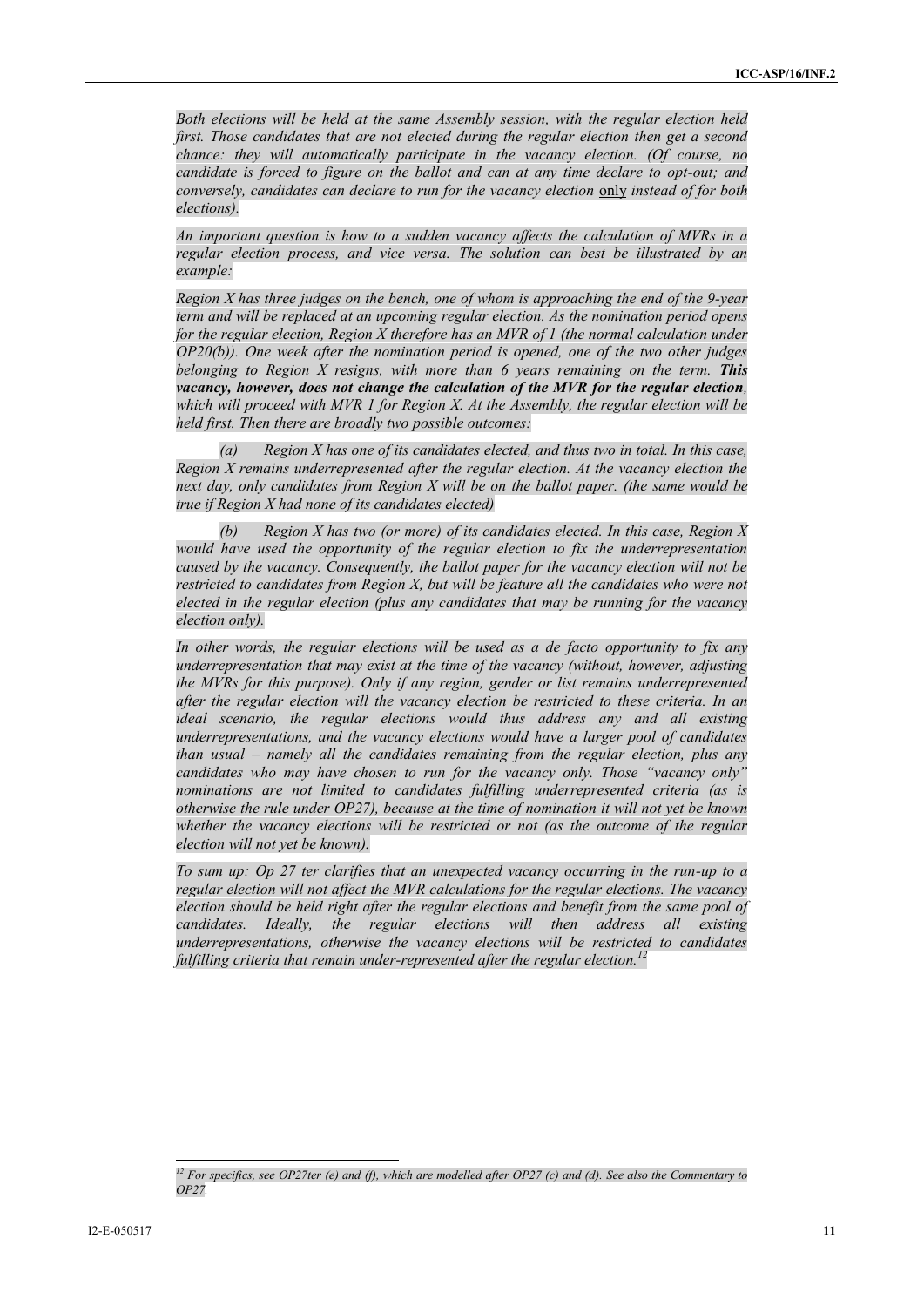*Both elections will be held at the same Assembly session, with the regular election held first. Those candidates that are not elected during the regular election then get a second chance: they will automatically participate in the vacancy election. (Of course, no candidate is forced to figure on the ballot and can at any time declare to opt-out; and conversely, candidates can declare to run for the vacancy election* only *instead of for both elections).*

*An important question is how to a sudden vacancy affects the calculation of MVRs in a regular election process, and vice versa. The solution can best be illustrated by an example:*

*Region X has three judges on the bench, one of whom is approaching the end of the 9-year term and will be replaced at an upcoming regular election. As the nomination period opens for the regular election, Region X therefore has an MVR of 1 (the normal calculation under OP20(b)). One week after the nomination period is opened, one of the two other judges belonging to Region X resigns, with more than 6 years remaining on the term.* ***This vacancy, however, does not change the calculation of the MVR for the regular election****, which will proceed with MVR 1 for Region X. At the Assembly, the regular election will be held first. Then there are broadly two possible outcomes:*

*(a) Region X has one of its candidates elected, and thus two in total. In this case, Region X remains underrepresented after the regular election. At the vacancy election the next day, only candidates from Region X will be on the ballot paper. (the same would be true if Region X had none of its candidates elected)*

*(b) Region X has two (or more) of its candidates elected. In this case, Region X would have used the opportunity of the regular election to fix the underrepresentation caused by the vacancy. Consequently, the ballot paper for the vacancy election will not be restricted to candidates from Region X, but will be feature all the candidates who were not elected in the regular election (plus any candidates that may be running for the vacancy election only).*

*In other words, the regular elections will be used as a de facto opportunity to fix any underrepresentation that may exist at the time of the vacancy (without, however, adjusting the MVRs for this purpose). Only if any region, gender or list remains underrepresented after the regular election will the vacancy election be restricted to these criteria. In an ideal scenario, the regular elections would thus address any and all existing underrepresentations, and the vacancy elections would have a larger pool of candidates than usual – namely all the candidates remaining from the regular election, plus any candidates who may have chosen to run for the vacancy only. Those "vacancy only" nominations are not limited to candidates fulfilling underrepresented criteria (as is otherwise the rule under OP27), because at the time of nomination it will not yet be known whether the vacancy elections will be restricted or not (as the outcome of the regular election will not yet be known).*

*To sum up: Op 27 ter clarifies that an unexpected vacancy occurring in the run-up to a regular election will not affect the MVR calculations for the regular elections. The vacancy election should be held right after the regular elections and benefit from the same pool of candidates. Ideally, the regular elections will then address all existing underrepresentations, otherwise the vacancy elections will be restricted to candidates fulfilling criteria that remain under-represented after the regular election.*[12]

---

[12] *For specifics, see OP27ter (e) and (f), which are modelled after OP27 (c) and (d). See also the Commentary to OP27.*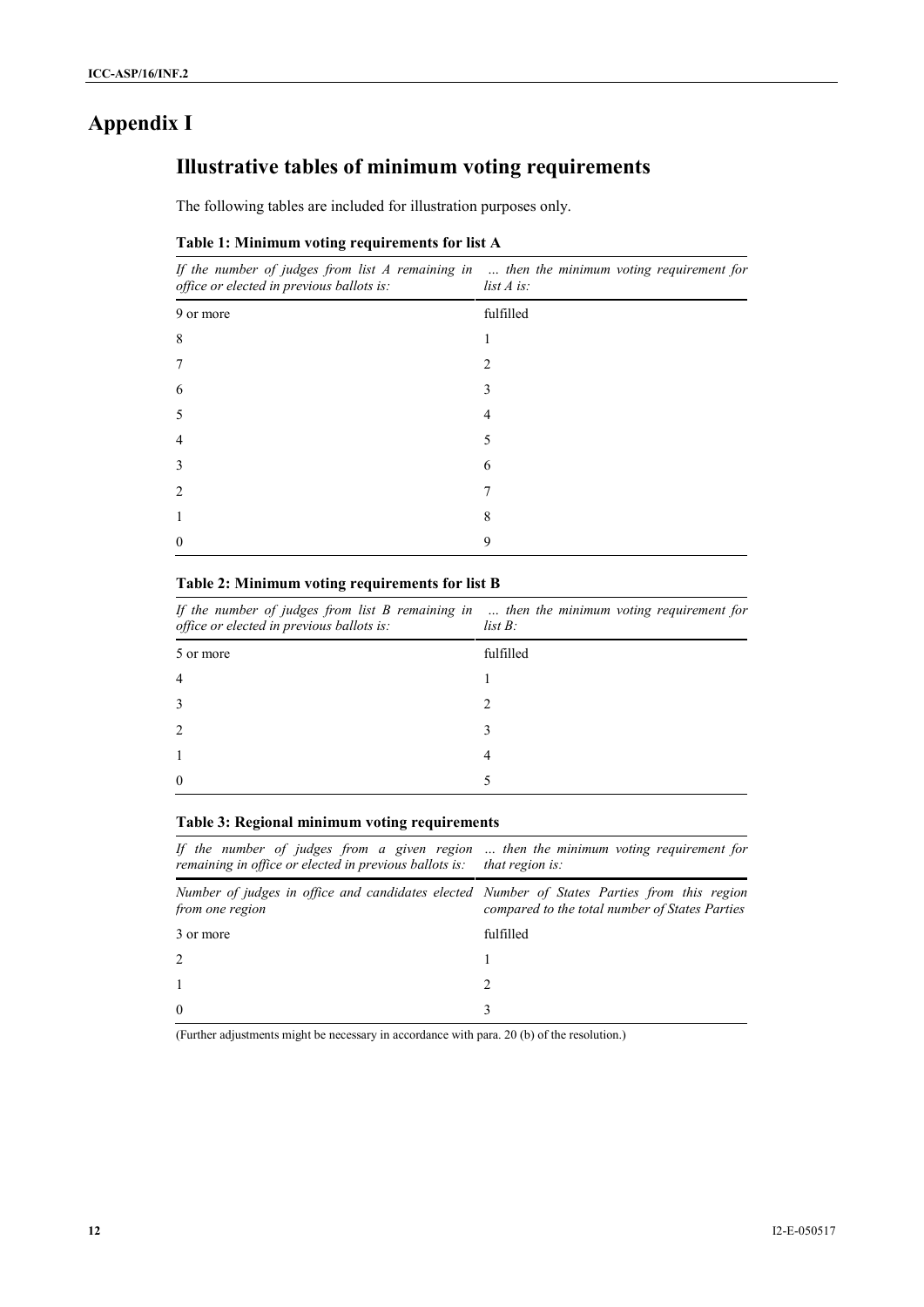# Appendix I

## Illustrative tables of minimum voting requirements

The following tables are included for illustration purposes only.

**Table 1: Minimum voting requirements for list A**

| *If the number of judges from list A remaining in office or elected in previous ballots is:* | *... then the minimum voting requirement for list A is:* |
|---|---|
| 9 or more | fulfilled |
| 8 | 1 |
| 7 | 2 |
| 6 | 3 |
| 5 | 4 |
| 4 | 5 |
| 3 | 6 |
| 2 | 7 |
| 1 | 8 |
| 0 | 9 |

**Table 2: Minimum voting requirements for list B**

| *If the number of judges from list B remaining in office or elected in previous ballots is:* | *... then the minimum voting requirement for list B:* |
|---|---|
| 5 or more | fulfilled |
| 4 | 1 |
| 3 | 2 |
| 2 | 3 |
| 1 | 4 |
| 0 | 5 |

**Table 3: Regional minimum voting requirements**

| *If the number of judges from a given region remaining in office or elected in previous ballots is:* | *... then the minimum voting requirement for that region is:* |
|---|---|
| *Number of judges in office and candidates elected from one region* | *Number of States Parties from this region compared to the total number of States Parties* |
| 3 or more | fulfilled |
| 2 | 1 |
| 1 | 2 |
| 0 | 3 |

(Further adjustments might be necessary in accordance with para. 20 (b) of the resolution.)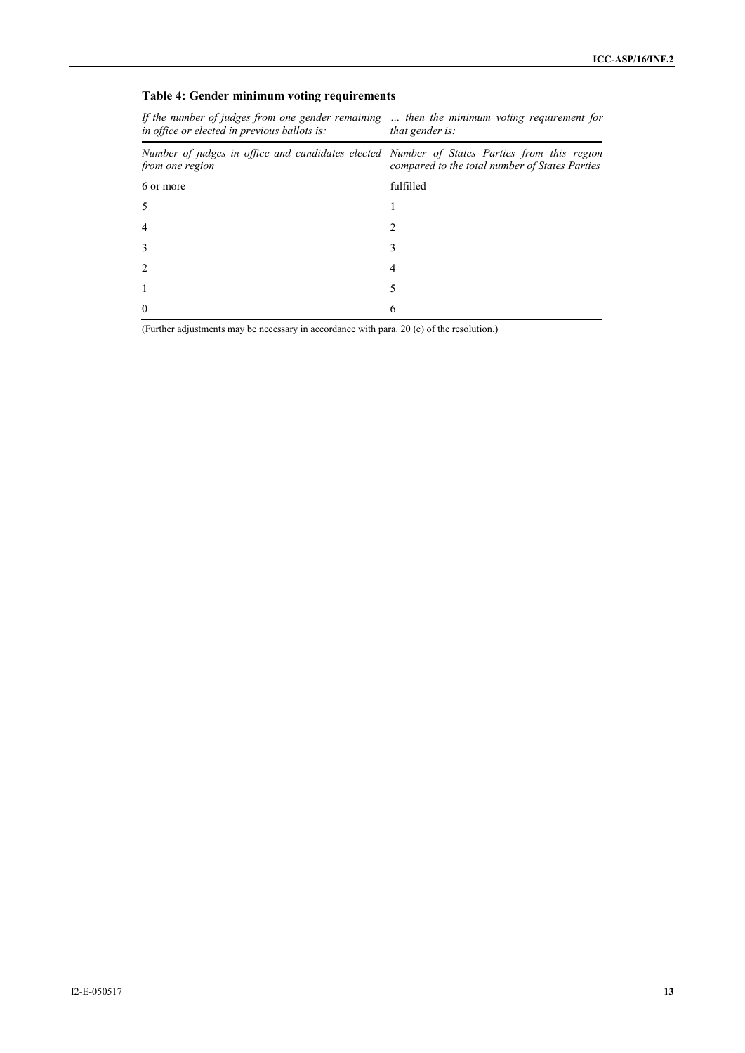**Table 4: Gender minimum voting requirements**

| *If the number of judges from one gender remaining in office or elected in previous ballots is:* | *... then the minimum voting requirement for that gender is:* |
|---|---|
| *Number of judges in office and candidates elected from one region* | *Number of States Parties from this region compared to the total number of States Parties* |
| 6 or more | fulfilled |
| 5 | 1 |
| 4 | 2 |
| 3 | 3 |
| 2 | 4 |
| 1 | 5 |
| 0 | 6 |

(Further adjustments may be necessary in accordance with para. 20 (c) of the resolution.)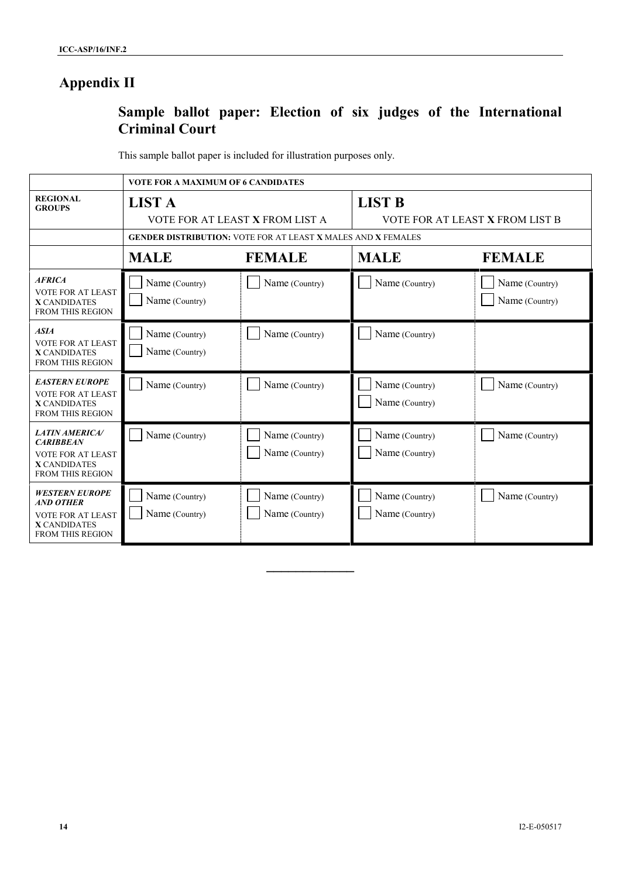## Appendix II

### Sample ballot paper: Election of six judges of the International Criminal Court

This sample ballot paper is included for illustration purposes only.

| | VOTE FOR A MAXIMUM OF 6 CANDIDATES | | | |
|---|---|---|---|---|
| **REGIONAL GROUPS** | **LIST A** VOTE FOR AT LEAST **X** FROM LIST A | | **LIST B** VOTE FOR AT LEAST **X** FROM LIST B | |
| | **GENDER DISTRIBUTION:** VOTE FOR AT LEAST **X** MALES AND **X** FEMALES | | | |
| | **MALE** | **FEMALE** | **MALE** | **FEMALE** |
| ***AFRICA*** VOTE FOR AT LEAST **X** CANDIDATES FROM THIS REGION | ☐ Name (Country) ☐ Name (Country) | ☐ Name (Country) | ☐ Name (Country) | ☐ Name (Country) ☐ Name (Country) |
| ***ASIA*** VOTE FOR AT LEAST **X** CANDIDATES FROM THIS REGION | ☐ Name (Country) ☐ Name (Country) | ☐ Name (Country) | ☐ Name (Country) | |
| ***EASTERN EUROPE*** VOTE FOR AT LEAST **X** CANDIDATES FROM THIS REGION | ☐ Name (Country) | ☐ Name (Country) | ☐ Name (Country) ☐ Name (Country) | ☐ Name (Country) |
| ***LATIN AMERICA/ CARIBBEAN*** VOTE FOR AT LEAST **X** CANDIDATES FROM THIS REGION | ☐ Name (Country) | ☐ Name (Country) ☐ Name (Country) | ☐ Name (Country) ☐ Name (Country) | ☐ Name (Country) |
| ***WESTERN EUROPE AND OTHER*** VOTE FOR AT LEAST **X** CANDIDATES FROM THIS REGION | ☐ Name (Country) ☐ Name (Country) | ☐ Name (Country) ☐ Name (Country) | ☐ Name (Country) ☐ Name (Country) | ☐ Name (Country) |

———————